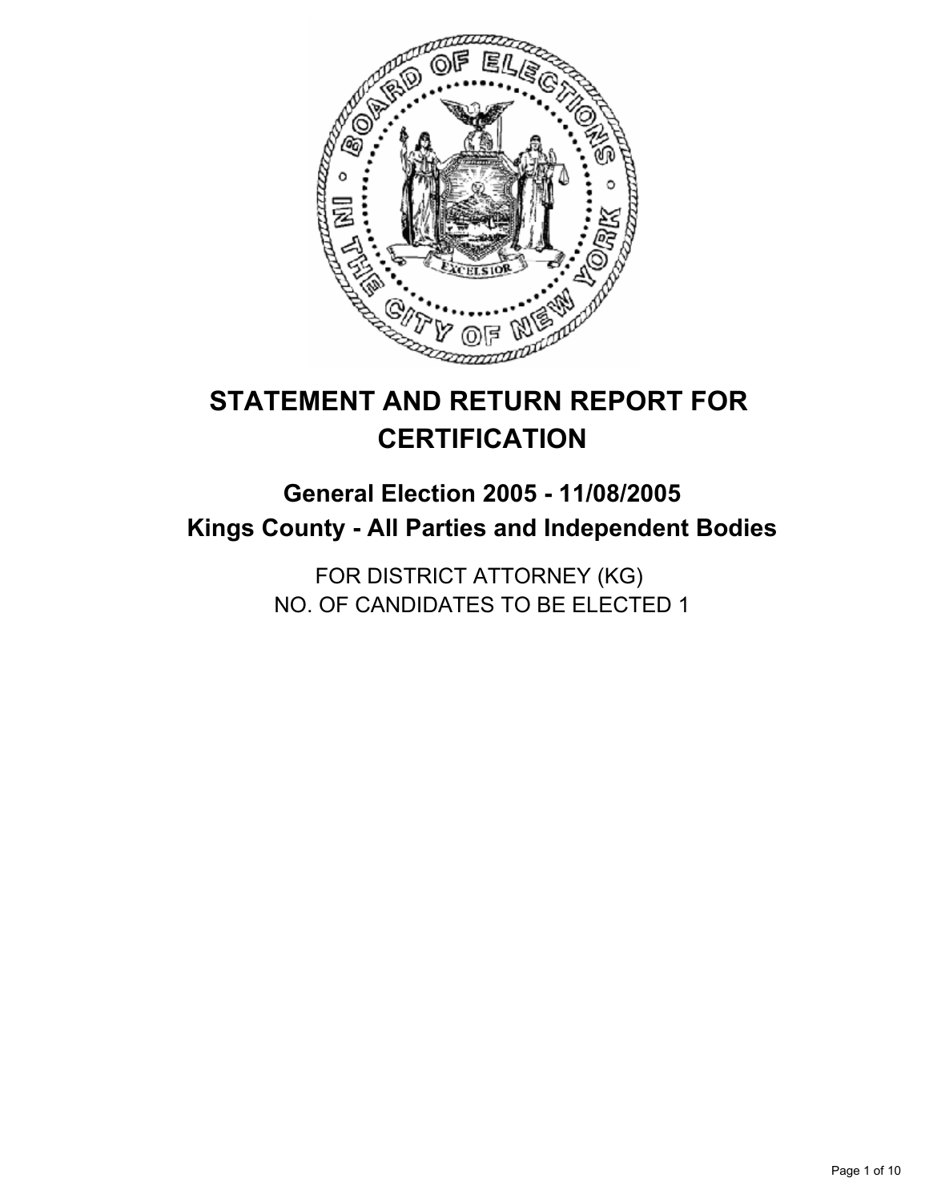# STATEMENT AND RETURN REPORT FOR CERTIFICATION

## General Election 2005 - 11/08/2005
## Kings County - All Parties and Independent Bodies

FOR DISTRICT ATTORNEY (KG)
NO. OF CANDIDATES TO BE ELECTED 1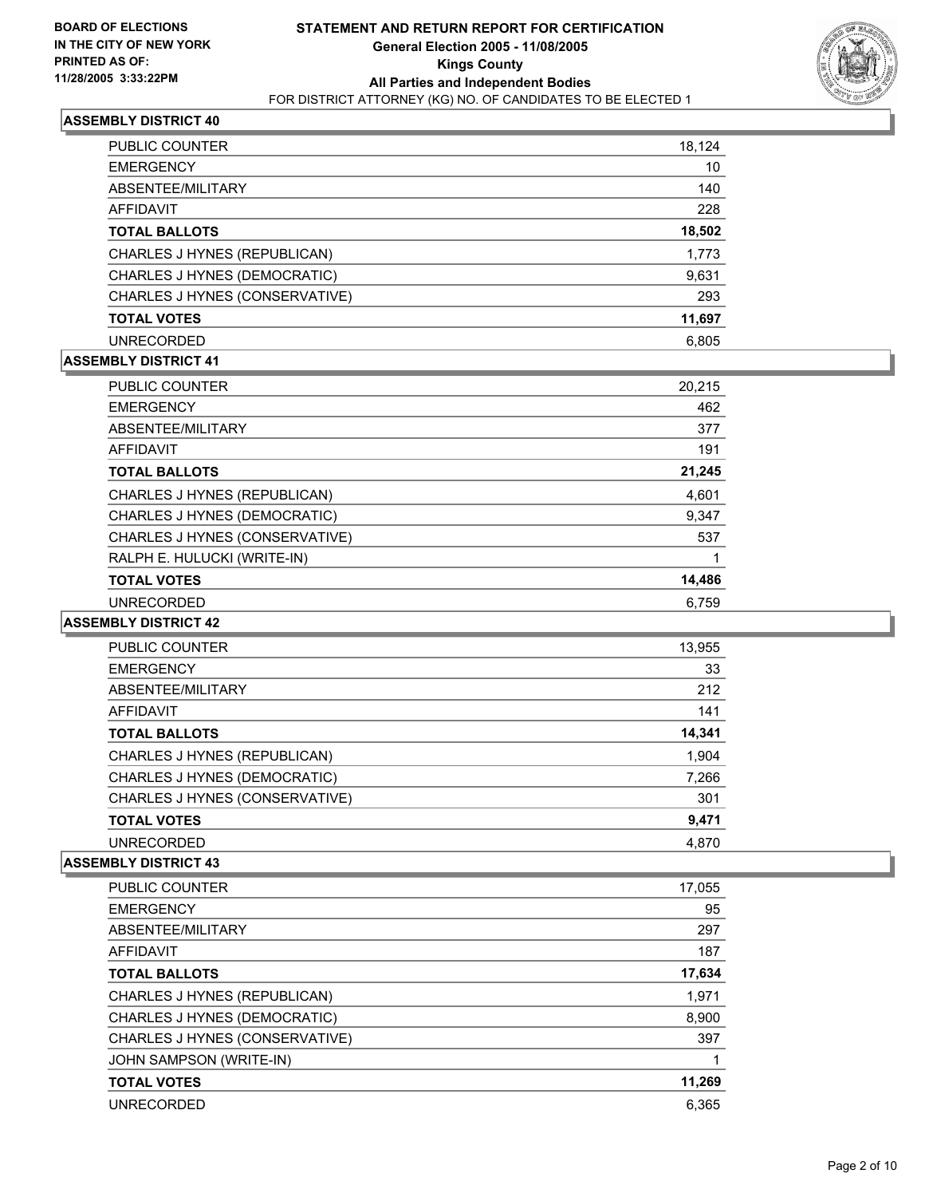**BOARD OF ELECTIONS IN THE CITY OF NEW YORK PRINTED AS OF: 11/28/2005 3:33:22PM**

# STATEMENT AND RETURN REPORT FOR CERTIFICATION
## General Election 2005 - 11/08/2005
## Kings County
## All Parties and Independent Bodies
FOR DISTRICT ATTORNEY (KG) NO. OF CANDIDATES TO BE ELECTED 1

### ASSEMBLY DISTRICT 40

| | |
|---|---|
| PUBLIC COUNTER | 18,124 |
| EMERGENCY | 10 |
| ABSENTEE/MILITARY | 140 |
| AFFIDAVIT | 228 |
| **TOTAL BALLOTS** | **18,502** |
| CHARLES J HYNES (REPUBLICAN) | 1,773 |
| CHARLES J HYNES (DEMOCRATIC) | 9,631 |
| CHARLES J HYNES (CONSERVATIVE) | 293 |
| **TOTAL VOTES** | **11,697** |
| UNRECORDED | 6,805 |

### ASSEMBLY DISTRICT 41

| | |
|---|---|
| PUBLIC COUNTER | 20,215 |
| EMERGENCY | 462 |
| ABSENTEE/MILITARY | 377 |
| AFFIDAVIT | 191 |
| **TOTAL BALLOTS** | **21,245** |
| CHARLES J HYNES (REPUBLICAN) | 4,601 |
| CHARLES J HYNES (DEMOCRATIC) | 9,347 |
| CHARLES J HYNES (CONSERVATIVE) | 537 |
| RALPH E. HULUCKI (WRITE-IN) | 1 |
| **TOTAL VOTES** | **14,486** |
| UNRECORDED | 6,759 |

### ASSEMBLY DISTRICT 42

| | |
|---|---|
| PUBLIC COUNTER | 13,955 |
| EMERGENCY | 33 |
| ABSENTEE/MILITARY | 212 |
| AFFIDAVIT | 141 |
| **TOTAL BALLOTS** | **14,341** |
| CHARLES J HYNES (REPUBLICAN) | 1,904 |
| CHARLES J HYNES (DEMOCRATIC) | 7,266 |
| CHARLES J HYNES (CONSERVATIVE) | 301 |
| **TOTAL VOTES** | **9,471** |
| UNRECORDED | 4,870 |

### ASSEMBLY DISTRICT 43

| | |
|---|---|
| PUBLIC COUNTER | 17,055 |
| EMERGENCY | 95 |
| ABSENTEE/MILITARY | 297 |
| AFFIDAVIT | 187 |
| **TOTAL BALLOTS** | **17,634** |
| CHARLES J HYNES (REPUBLICAN) | 1,971 |
| CHARLES J HYNES (DEMOCRATIC) | 8,900 |
| CHARLES J HYNES (CONSERVATIVE) | 397 |
| JOHN SAMPSON (WRITE-IN) | 1 |
| **TOTAL VOTES** | **11,269** |
| UNRECORDED | 6,365 |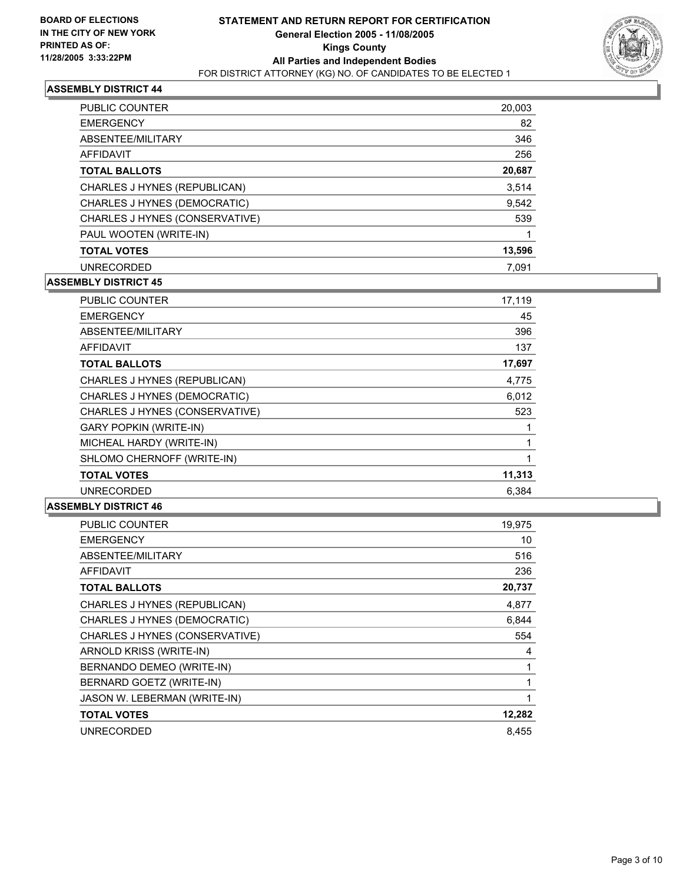BOARD OF ELECTIONS
IN THE CITY OF NEW YORK
PRINTED AS OF:
11/28/2005 3:33:22PM

**STATEMENT AND RETURN REPORT FOR CERTIFICATION**
**General Election 2005 - 11/08/2005**
**Kings County**
**All Parties and Independent Bodies**
FOR DISTRICT ATTORNEY (KG) NO. OF CANDIDATES TO BE ELECTED 1

### ASSEMBLY DISTRICT 44

| | |
|---|---|
| PUBLIC COUNTER | 20,003 |
| EMERGENCY | 82 |
| ABSENTEE/MILITARY | 346 |
| AFFIDAVIT | 256 |
| **TOTAL BALLOTS** | **20,687** |
| CHARLES J HYNES (REPUBLICAN) | 3,514 |
| CHARLES J HYNES (DEMOCRATIC) | 9,542 |
| CHARLES J HYNES (CONSERVATIVE) | 539 |
| PAUL WOOTEN (WRITE-IN) | 1 |
| **TOTAL VOTES** | **13,596** |
| UNRECORDED | 7,091 |

### ASSEMBLY DISTRICT 45

| | |
|---|---|
| PUBLIC COUNTER | 17,119 |
| EMERGENCY | 45 |
| ABSENTEE/MILITARY | 396 |
| AFFIDAVIT | 137 |
| **TOTAL BALLOTS** | **17,697** |
| CHARLES J HYNES (REPUBLICAN) | 4,775 |
| CHARLES J HYNES (DEMOCRATIC) | 6,012 |
| CHARLES J HYNES (CONSERVATIVE) | 523 |
| GARY POPKIN (WRITE-IN) | 1 |
| MICHEAL HARDY (WRITE-IN) | 1 |
| SHLOMO CHERNOFF (WRITE-IN) | 1 |
| **TOTAL VOTES** | **11,313** |
| UNRECORDED | 6,384 |

### ASSEMBLY DISTRICT 46

| | |
|---|---|
| PUBLIC COUNTER | 19,975 |
| EMERGENCY | 10 |
| ABSENTEE/MILITARY | 516 |
| AFFIDAVIT | 236 |
| **TOTAL BALLOTS** | **20,737** |
| CHARLES J HYNES (REPUBLICAN) | 4,877 |
| CHARLES J HYNES (DEMOCRATIC) | 6,844 |
| CHARLES J HYNES (CONSERVATIVE) | 554 |
| ARNOLD KRISS (WRITE-IN) | 4 |
| BERNANDO DEMEO (WRITE-IN) | 1 |
| BERNARD GOETZ (WRITE-IN) | 1 |
| JASON W. LEBERMAN (WRITE-IN) | 1 |
| **TOTAL VOTES** | **12,282** |
| UNRECORDED | 8,455 |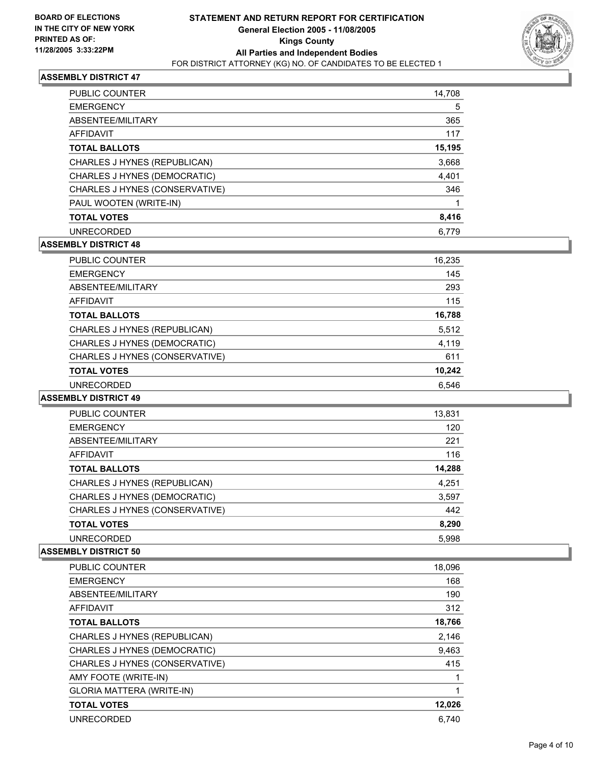**BOARD OF ELECTIONS IN THE CITY OF NEW YORK PRINTED AS OF: 11/28/2005 3:33:22PM**

# STATEMENT AND RETURN REPORT FOR CERTIFICATION
## General Election 2005 - 11/08/2005
## Kings County
## All Parties and Independent Bodies
FOR DISTRICT ATTORNEY (KG) NO. OF CANDIDATES TO BE ELECTED 1

### ASSEMBLY DISTRICT 47

| | |
|---|---|
| PUBLIC COUNTER | 14,708 |
| EMERGENCY | 5 |
| ABSENTEE/MILITARY | 365 |
| AFFIDAVIT | 117 |
| **TOTAL BALLOTS** | **15,195** |
| CHARLES J HYNES (REPUBLICAN) | 3,668 |
| CHARLES J HYNES (DEMOCRATIC) | 4,401 |
| CHARLES J HYNES (CONSERVATIVE) | 346 |
| PAUL WOOTEN (WRITE-IN) | 1 |
| **TOTAL VOTES** | **8,416** |
| UNRECORDED | 6,779 |

### ASSEMBLY DISTRICT 48

| | |
|---|---|
| PUBLIC COUNTER | 16,235 |
| EMERGENCY | 145 |
| ABSENTEE/MILITARY | 293 |
| AFFIDAVIT | 115 |
| **TOTAL BALLOTS** | **16,788** |
| CHARLES J HYNES (REPUBLICAN) | 5,512 |
| CHARLES J HYNES (DEMOCRATIC) | 4,119 |
| CHARLES J HYNES (CONSERVATIVE) | 611 |
| **TOTAL VOTES** | **10,242** |
| UNRECORDED | 6,546 |

### ASSEMBLY DISTRICT 49

| | |
|---|---|
| PUBLIC COUNTER | 13,831 |
| EMERGENCY | 120 |
| ABSENTEE/MILITARY | 221 |
| AFFIDAVIT | 116 |
| **TOTAL BALLOTS** | **14,288** |
| CHARLES J HYNES (REPUBLICAN) | 4,251 |
| CHARLES J HYNES (DEMOCRATIC) | 3,597 |
| CHARLES J HYNES (CONSERVATIVE) | 442 |
| **TOTAL VOTES** | **8,290** |
| UNRECORDED | 5,998 |

### ASSEMBLY DISTRICT 50

| | |
|---|---|
| PUBLIC COUNTER | 18,096 |
| EMERGENCY | 168 |
| ABSENTEE/MILITARY | 190 |
| AFFIDAVIT | 312 |
| **TOTAL BALLOTS** | **18,766** |
| CHARLES J HYNES (REPUBLICAN) | 2,146 |
| CHARLES J HYNES (DEMOCRATIC) | 9,463 |
| CHARLES J HYNES (CONSERVATIVE) | 415 |
| AMY FOOTE (WRITE-IN) | 1 |
| GLORIA MATTERA (WRITE-IN) | 1 |
| **TOTAL VOTES** | **12,026** |
| UNRECORDED | 6,740 |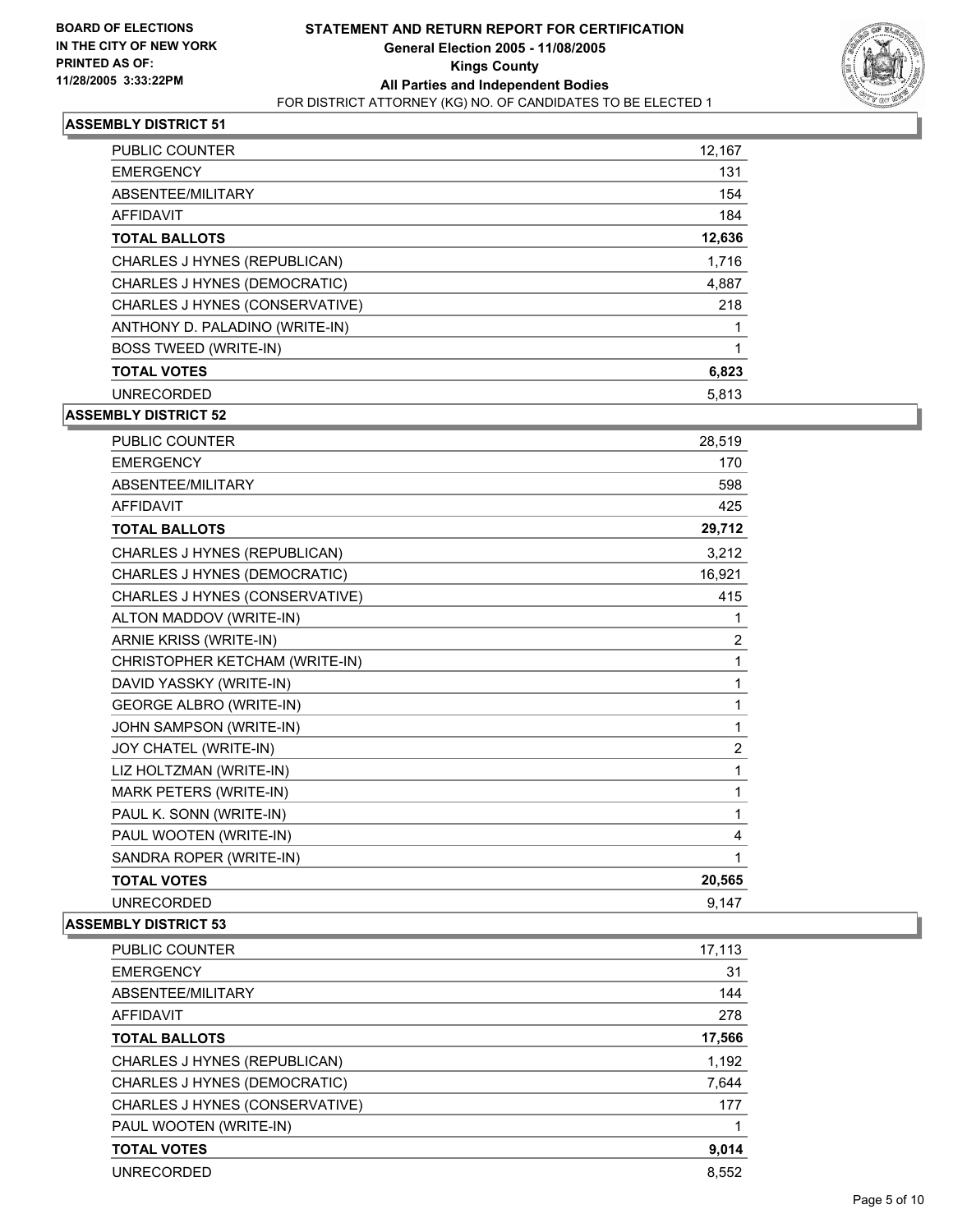**BOARD OF ELECTIONS IN THE CITY OF NEW YORK PRINTED AS OF: 11/28/2005 3:33:22PM**

# STATEMENT AND RETURN REPORT FOR CERTIFICATION
## General Election 2005 - 11/08/2005
## Kings County
## All Parties and Independent Bodies
FOR DISTRICT ATTORNEY (KG) NO. OF CANDIDATES TO BE ELECTED 1

### ASSEMBLY DISTRICT 51

| | |
|---|---|
| PUBLIC COUNTER | 12,167 |
| EMERGENCY | 131 |
| ABSENTEE/MILITARY | 154 |
| AFFIDAVIT | 184 |
| **TOTAL BALLOTS** | **12,636** |
| CHARLES J HYNES (REPUBLICAN) | 1,716 |
| CHARLES J HYNES (DEMOCRATIC) | 4,887 |
| CHARLES J HYNES (CONSERVATIVE) | 218 |
| ANTHONY D. PALADINO (WRITE-IN) | 1 |
| BOSS TWEED (WRITE-IN) | 1 |
| **TOTAL VOTES** | **6,823** |
| UNRECORDED | 5,813 |

### ASSEMBLY DISTRICT 52

| | |
|---|---|
| PUBLIC COUNTER | 28,519 |
| EMERGENCY | 170 |
| ABSENTEE/MILITARY | 598 |
| AFFIDAVIT | 425 |
| **TOTAL BALLOTS** | **29,712** |
| CHARLES J HYNES (REPUBLICAN) | 3,212 |
| CHARLES J HYNES (DEMOCRATIC) | 16,921 |
| CHARLES J HYNES (CONSERVATIVE) | 415 |
| ALTON MADDOV (WRITE-IN) | 1 |
| ARNIE KRISS (WRITE-IN) | 2 |
| CHRISTOPHER KETCHAM (WRITE-IN) | 1 |
| DAVID YASSKY (WRITE-IN) | 1 |
| GEORGE ALBRO (WRITE-IN) | 1 |
| JOHN SAMPSON (WRITE-IN) | 1 |
| JOY CHATEL (WRITE-IN) | 2 |
| LIZ HOLTZMAN (WRITE-IN) | 1 |
| MARK PETERS (WRITE-IN) | 1 |
| PAUL K. SONN (WRITE-IN) | 1 |
| PAUL WOOTEN (WRITE-IN) | 4 |
| SANDRA ROPER (WRITE-IN) | 1 |
| **TOTAL VOTES** | **20,565** |
| UNRECORDED | 9,147 |

### ASSEMBLY DISTRICT 53

| | |
|---|---|
| PUBLIC COUNTER | 17,113 |
| EMERGENCY | 31 |
| ABSENTEE/MILITARY | 144 |
| AFFIDAVIT | 278 |
| **TOTAL BALLOTS** | **17,566** |
| CHARLES J HYNES (REPUBLICAN) | 1,192 |
| CHARLES J HYNES (DEMOCRATIC) | 7,644 |
| CHARLES J HYNES (CONSERVATIVE) | 177 |
| PAUL WOOTEN (WRITE-IN) | 1 |
| **TOTAL VOTES** | **9,014** |
| UNRECORDED | 8,552 |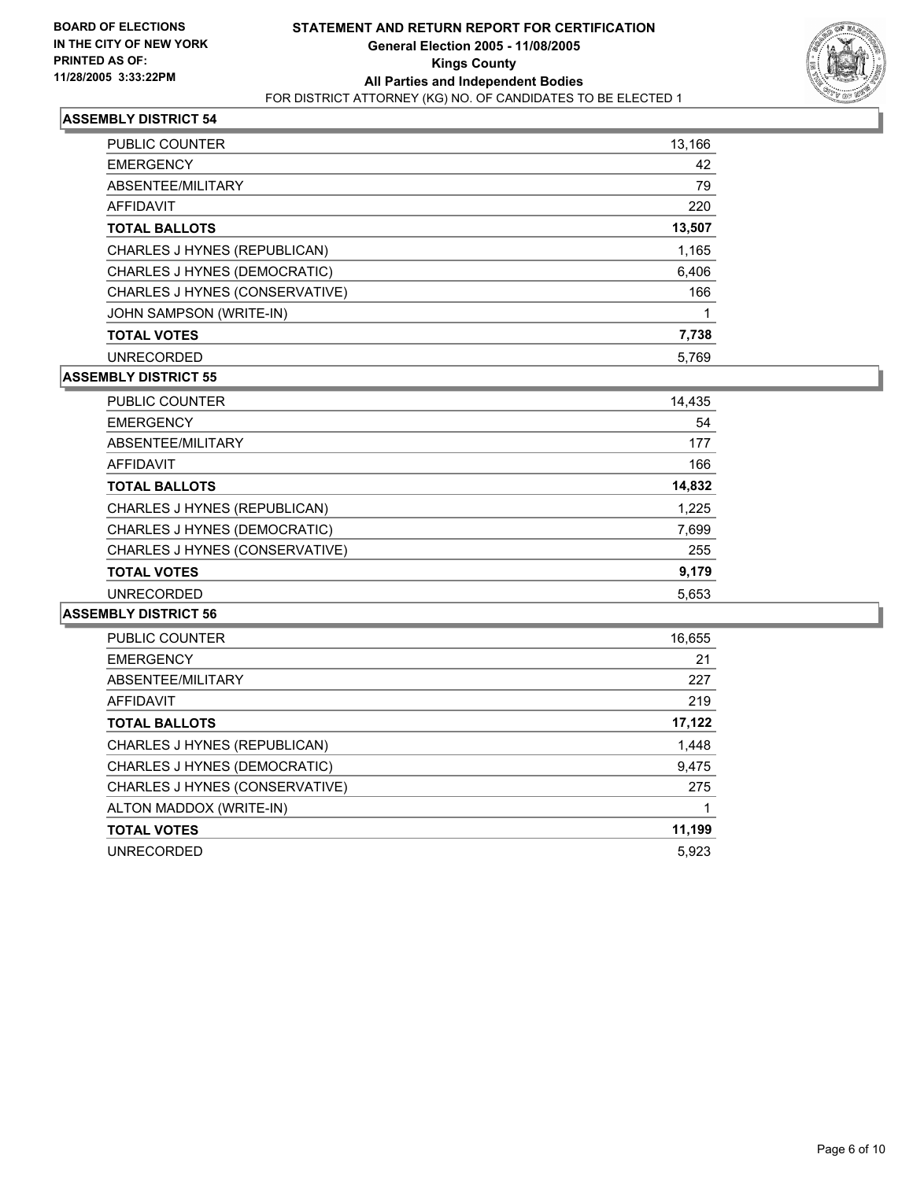**BOARD OF ELECTIONS IN THE CITY OF NEW YORK**
**PRINTED AS OF: 11/28/2005 3:33:22PM**

# STATEMENT AND RETURN REPORT FOR CERTIFICATION
## General Election 2005 - 11/08/2005
## Kings County
## All Parties and Independent Bodies
FOR DISTRICT ATTORNEY (KG) NO. OF CANDIDATES TO BE ELECTED 1

### ASSEMBLY DISTRICT 54

| | |
|---|---|
| PUBLIC COUNTER | 13,166 |
| EMERGENCY | 42 |
| ABSENTEE/MILITARY | 79 |
| AFFIDAVIT | 220 |
| **TOTAL BALLOTS** | **13,507** |
| CHARLES J HYNES (REPUBLICAN) | 1,165 |
| CHARLES J HYNES (DEMOCRATIC) | 6,406 |
| CHARLES J HYNES (CONSERVATIVE) | 166 |
| JOHN SAMPSON (WRITE-IN) | 1 |
| **TOTAL VOTES** | **7,738** |
| UNRECORDED | 5,769 |

### ASSEMBLY DISTRICT 55

| | |
|---|---|
| PUBLIC COUNTER | 14,435 |
| EMERGENCY | 54 |
| ABSENTEE/MILITARY | 177 |
| AFFIDAVIT | 166 |
| **TOTAL BALLOTS** | **14,832** |
| CHARLES J HYNES (REPUBLICAN) | 1,225 |
| CHARLES J HYNES (DEMOCRATIC) | 7,699 |
| CHARLES J HYNES (CONSERVATIVE) | 255 |
| **TOTAL VOTES** | **9,179** |
| UNRECORDED | 5,653 |

### ASSEMBLY DISTRICT 56

| | |
|---|---|
| PUBLIC COUNTER | 16,655 |
| EMERGENCY | 21 |
| ABSENTEE/MILITARY | 227 |
| AFFIDAVIT | 219 |
| **TOTAL BALLOTS** | **17,122** |
| CHARLES J HYNES (REPUBLICAN) | 1,448 |
| CHARLES J HYNES (DEMOCRATIC) | 9,475 |
| CHARLES J HYNES (CONSERVATIVE) | 275 |
| ALTON MADDOX (WRITE-IN) | 1 |
| **TOTAL VOTES** | **11,199** |
| UNRECORDED | 5,923 |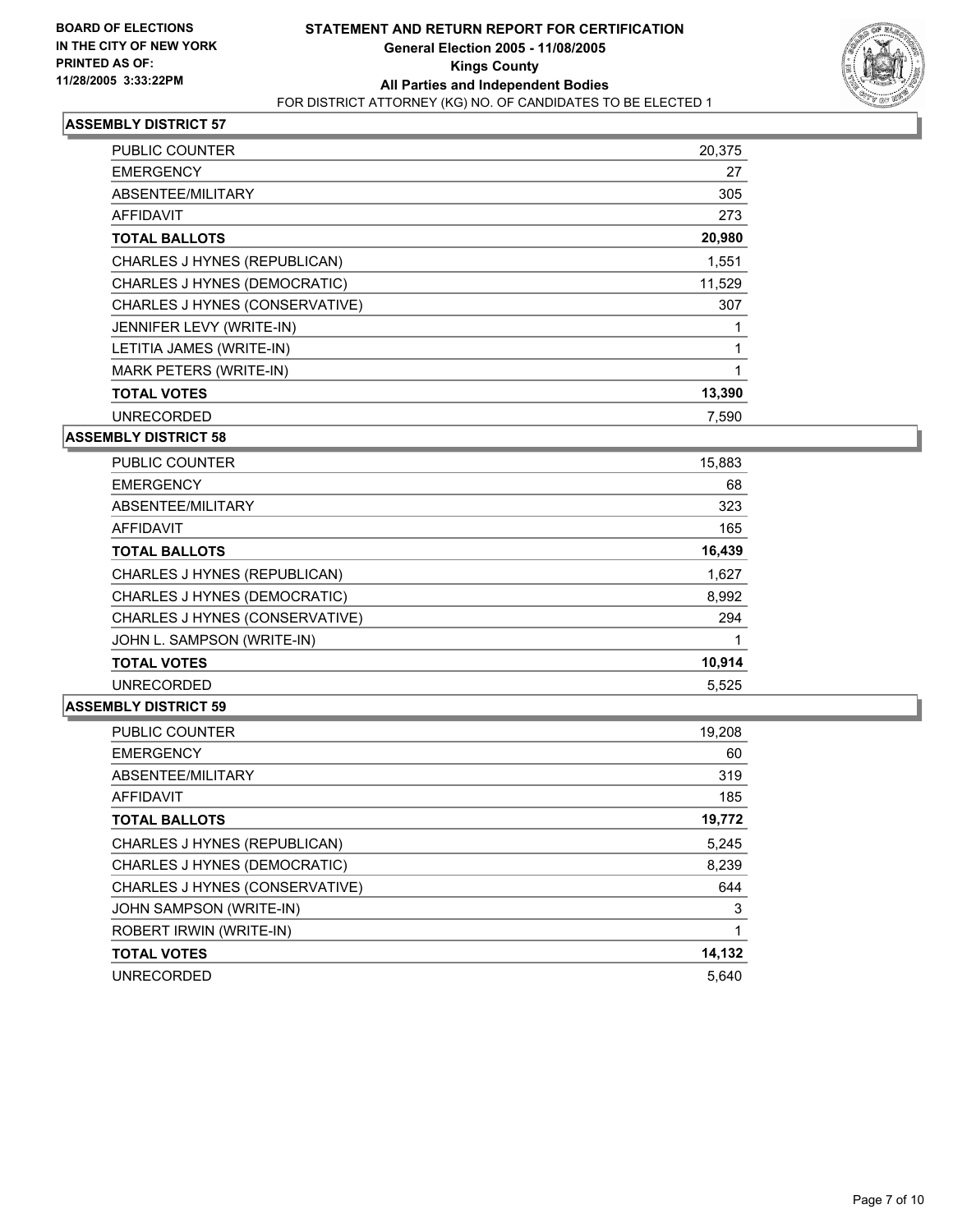**BOARD OF ELECTIONS IN THE CITY OF NEW YORK PRINTED AS OF: 11/28/2005 3:33:22PM**

# STATEMENT AND RETURN REPORT FOR CERTIFICATION
## General Election 2005 - 11/08/2005
## Kings County
## All Parties and Independent Bodies
FOR DISTRICT ATTORNEY (KG) NO. OF CANDIDATES TO BE ELECTED 1

### ASSEMBLY DISTRICT 57

| | |
|---|---|
| PUBLIC COUNTER | 20,375 |
| EMERGENCY | 27 |
| ABSENTEE/MILITARY | 305 |
| AFFIDAVIT | 273 |
| **TOTAL BALLOTS** | **20,980** |
| CHARLES J HYNES (REPUBLICAN) | 1,551 |
| CHARLES J HYNES (DEMOCRATIC) | 11,529 |
| CHARLES J HYNES (CONSERVATIVE) | 307 |
| JENNIFER LEVY (WRITE-IN) | 1 |
| LETITIA JAMES (WRITE-IN) | 1 |
| MARK PETERS (WRITE-IN) | 1 |
| **TOTAL VOTES** | **13,390** |
| UNRECORDED | 7,590 |

### ASSEMBLY DISTRICT 58

| | |
|---|---|
| PUBLIC COUNTER | 15,883 |
| EMERGENCY | 68 |
| ABSENTEE/MILITARY | 323 |
| AFFIDAVIT | 165 |
| **TOTAL BALLOTS** | **16,439** |
| CHARLES J HYNES (REPUBLICAN) | 1,627 |
| CHARLES J HYNES (DEMOCRATIC) | 8,992 |
| CHARLES J HYNES (CONSERVATIVE) | 294 |
| JOHN L. SAMPSON (WRITE-IN) | 1 |
| **TOTAL VOTES** | **10,914** |
| UNRECORDED | 5,525 |

### ASSEMBLY DISTRICT 59

| | |
|---|---|
| PUBLIC COUNTER | 19,208 |
| EMERGENCY | 60 |
| ABSENTEE/MILITARY | 319 |
| AFFIDAVIT | 185 |
| **TOTAL BALLOTS** | **19,772** |
| CHARLES J HYNES (REPUBLICAN) | 5,245 |
| CHARLES J HYNES (DEMOCRATIC) | 8,239 |
| CHARLES J HYNES (CONSERVATIVE) | 644 |
| JOHN SAMPSON (WRITE-IN) | 3 |
| ROBERT IRWIN (WRITE-IN) | 1 |
| **TOTAL VOTES** | **14,132** |
| UNRECORDED | 5,640 |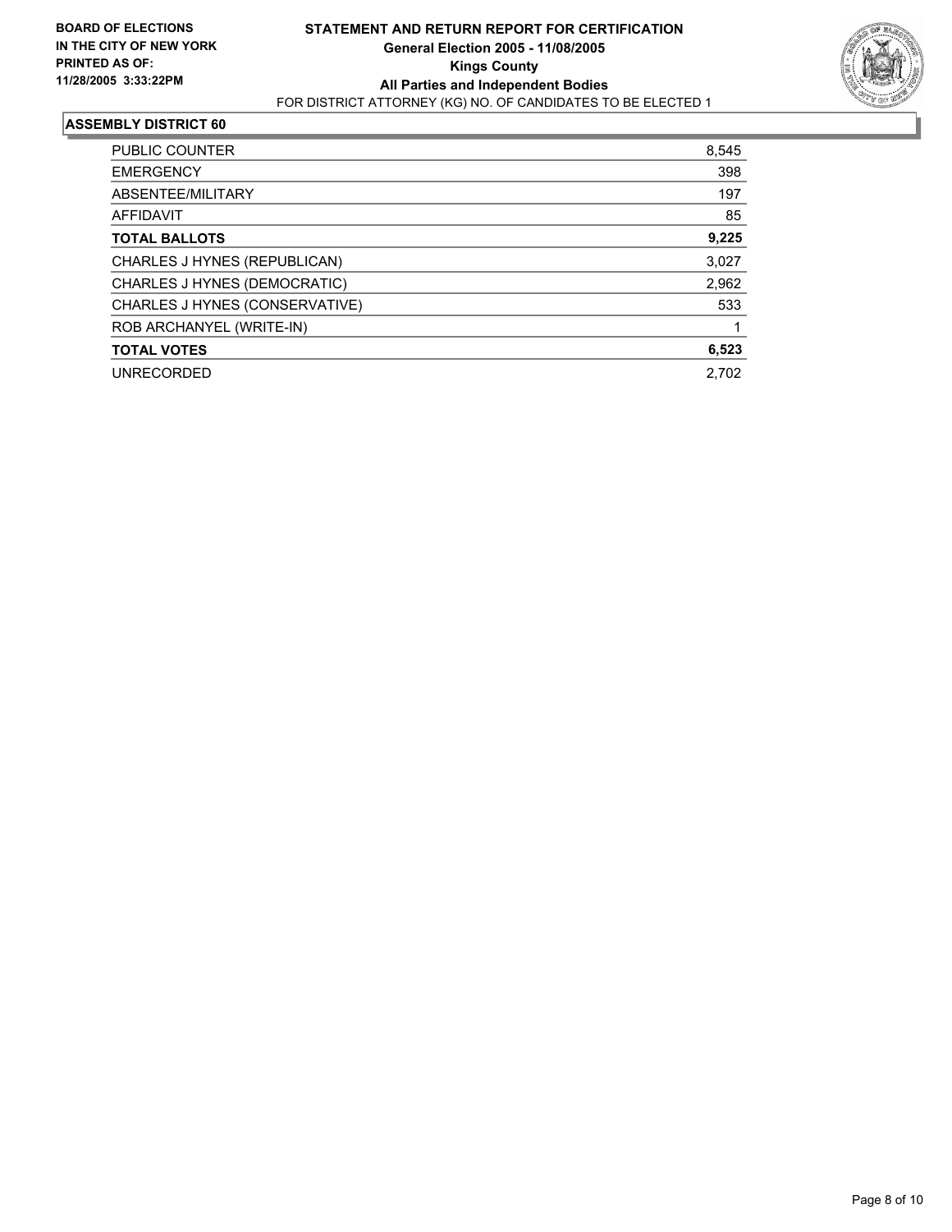**BOARD OF ELECTIONS IN THE CITY OF NEW YORK PRINTED AS OF: 11/28/2005 3:33:22PM**

# STATEMENT AND RETURN REPORT FOR CERTIFICATION
## General Election 2005 - 11/08/2005
## Kings County
## All Parties and Independent Bodies
FOR DISTRICT ATTORNEY (KG) NO. OF CANDIDATES TO BE ELECTED 1

### ASSEMBLY DISTRICT 60

| | |
|---|---|
| PUBLIC COUNTER | 8,545 |
| EMERGENCY | 398 |
| ABSENTEE/MILITARY | 197 |
| AFFIDAVIT | 85 |
| **TOTAL BALLOTS** | **9,225** |
| CHARLES J HYNES (REPUBLICAN) | 3,027 |
| CHARLES J HYNES (DEMOCRATIC) | 2,962 |
| CHARLES J HYNES (CONSERVATIVE) | 533 |
| ROB ARCHANYEL (WRITE-IN) | 1 |
| **TOTAL VOTES** | **6,523** |
| UNRECORDED | 2,702 |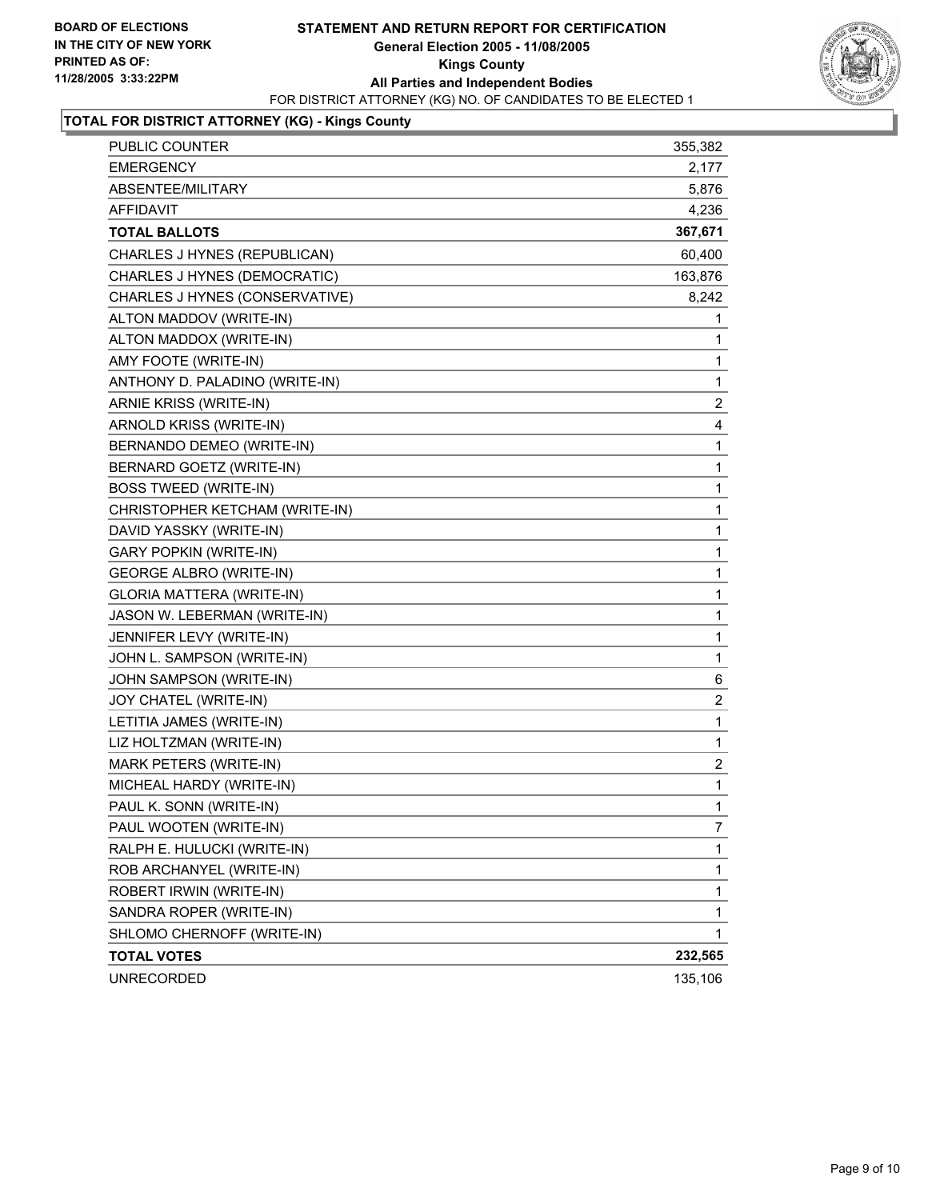**BOARD OF ELECTIONS**
**IN THE CITY OF NEW YORK**
**PRINTED AS OF:**
**11/28/2005 3:33:22PM**

# STATEMENT AND RETURN REPORT FOR CERTIFICATION

**General Election 2005 - 11/08/2005**
**Kings County**
**All Parties and Independent Bodies**
FOR DISTRICT ATTORNEY (KG) NO. OF CANDIDATES TO BE ELECTED 1

## TOTAL FOR DISTRICT ATTORNEY (KG) - Kings County

| | |
|---|---|
| PUBLIC COUNTER | 355,382 |
| EMERGENCY | 2,177 |
| ABSENTEE/MILITARY | 5,876 |
| AFFIDAVIT | 4,236 |
| **TOTAL BALLOTS** | **367,671** |
| CHARLES J HYNES (REPUBLICAN) | 60,400 |
| CHARLES J HYNES (DEMOCRATIC) | 163,876 |
| CHARLES J HYNES (CONSERVATIVE) | 8,242 |
| ALTON MADDOV (WRITE-IN) | 1 |
| ALTON MADDOX (WRITE-IN) | 1 |
| AMY FOOTE (WRITE-IN) | 1 |
| ANTHONY D. PALADINO (WRITE-IN) | 1 |
| ARNIE KRISS (WRITE-IN) | 2 |
| ARNOLD KRISS (WRITE-IN) | 4 |
| BERNANDO DEMEO (WRITE-IN) | 1 |
| BERNARD GOETZ (WRITE-IN) | 1 |
| BOSS TWEED (WRITE-IN) | 1 |
| CHRISTOPHER KETCHAM (WRITE-IN) | 1 |
| DAVID YASSKY (WRITE-IN) | 1 |
| GARY POPKIN (WRITE-IN) | 1 |
| GEORGE ALBRO (WRITE-IN) | 1 |
| GLORIA MATTERA (WRITE-IN) | 1 |
| JASON W. LEBERMAN (WRITE-IN) | 1 |
| JENNIFER LEVY (WRITE-IN) | 1 |
| JOHN L. SAMPSON (WRITE-IN) | 1 |
| JOHN SAMPSON (WRITE-IN) | 6 |
| JOY CHATEL (WRITE-IN) | 2 |
| LETITIA JAMES (WRITE-IN) | 1 |
| LIZ HOLTZMAN (WRITE-IN) | 1 |
| MARK PETERS (WRITE-IN) | 2 |
| MICHEAL HARDY (WRITE-IN) | 1 |
| PAUL K. SONN (WRITE-IN) | 1 |
| PAUL WOOTEN (WRITE-IN) | 7 |
| RALPH E. HULUCKI (WRITE-IN) | 1 |
| ROB ARCHANYEL (WRITE-IN) | 1 |
| ROBERT IRWIN (WRITE-IN) | 1 |
| SANDRA ROPER (WRITE-IN) | 1 |
| SHLOMO CHERNOFF (WRITE-IN) | 1 |
| **TOTAL VOTES** | **232,565** |
| UNRECORDED | 135,106 |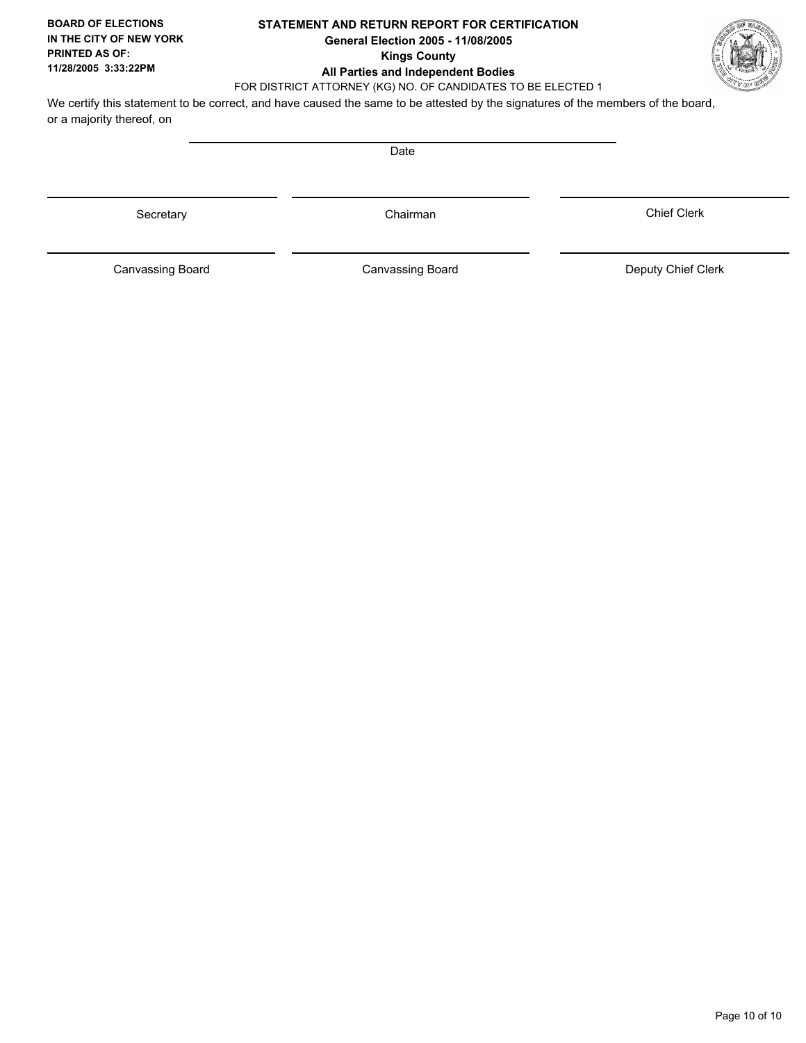**BOARD OF ELECTIONS**
**IN THE CITY OF NEW YORK**
**PRINTED AS OF:**
**11/28/2005 3:33:22PM**

**STATEMENT AND RETURN REPORT FOR CERTIFICATION**
**General Election 2005 - 11/08/2005**
**Kings County**
**All Parties and Independent Bodies**

FOR DISTRICT ATTORNEY (KG) NO. OF CANDIDATES TO BE ELECTED 1

We certify this statement to be correct, and have caused the same to be attested by the signatures of the members of the board, or a majority thereof, on

______________________________
Date

| | | |
|---|---|---|
| Secretary | Chairman | Chief Clerk |
| Canvassing Board | Canvassing Board | Deputy Chief Clerk |